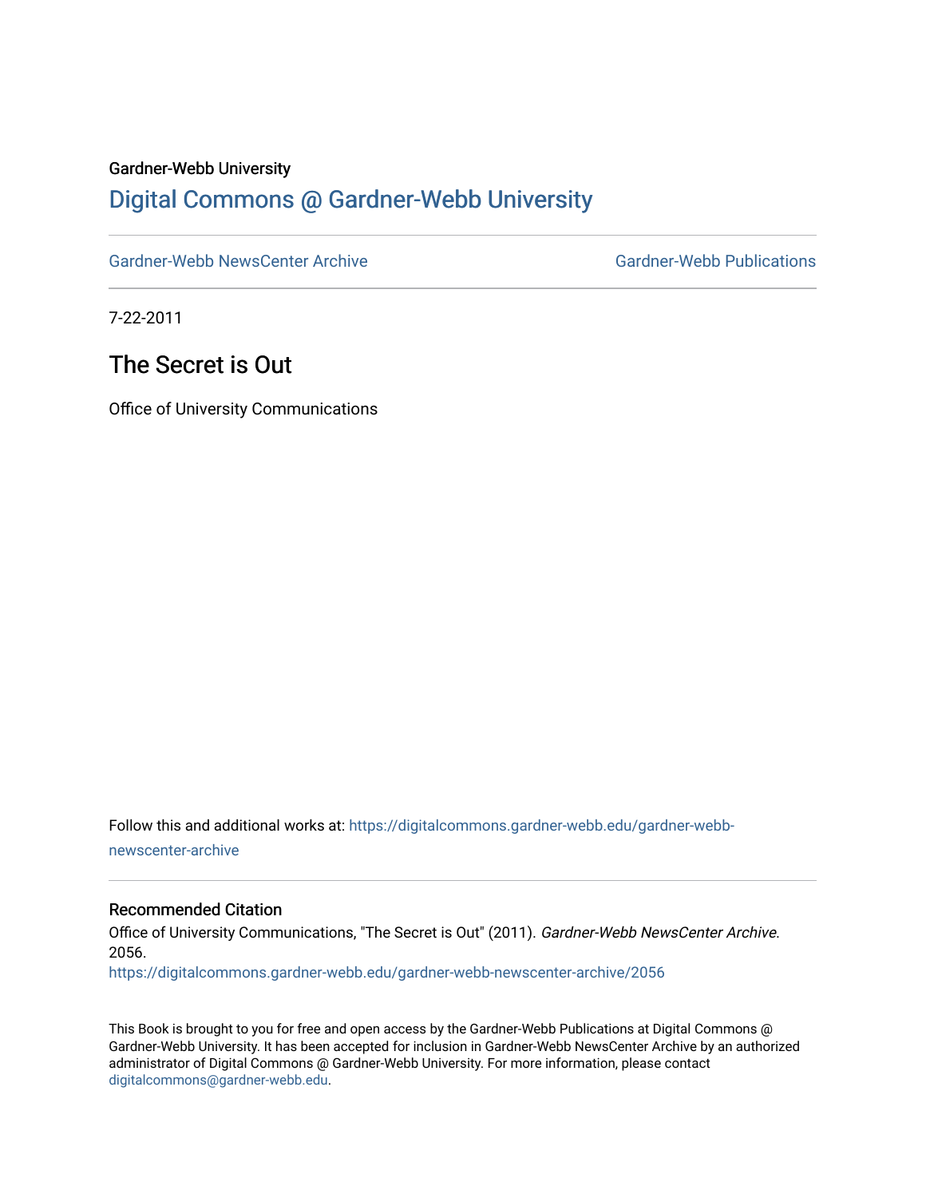Gardner-Webb University

# Digital Commons @ Gardner-Webb University

Gardner-Webb NewsCenter Archive

Gardner-Webb Publications

7-22-2011

## The Secret is Out

Office of University Communications

Follow this and additional works at: https://digitalcommons.gardner-webb.edu/gardner-webb-newscenter-archive

### Recommended Citation

Office of University Communications, "The Secret is Out" (2011). *Gardner-Webb NewsCenter Archive*. 2056.
https://digitalcommons.gardner-webb.edu/gardner-webb-newscenter-archive/2056

This Book is brought to you for free and open access by the Gardner-Webb Publications at Digital Commons @ Gardner-Webb University. It has been accepted for inclusion in Gardner-Webb NewsCenter Archive by an authorized administrator of Digital Commons @ Gardner-Webb University. For more information, please contact digitalcommons@gardner-webb.edu.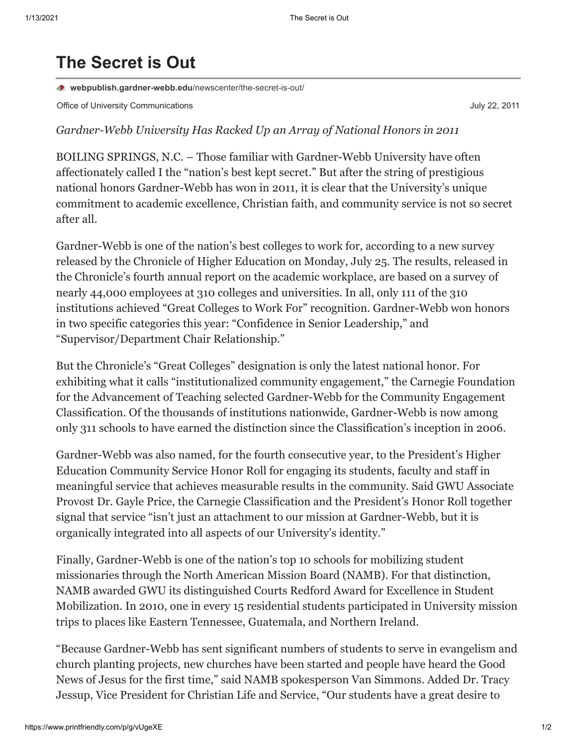# The Secret is Out

**webpublish.gardner-webb.edu**/newscenter/the-secret-is-out/

Office of University Communications July 22, 2011

*Gardner-Webb University Has Racked Up an Array of National Honors in 2011*

BOILING SPRINGS, N.C. – Those familiar with Gardner-Webb University have often affectionately called I the "nation's best kept secret." But after the string of prestigious national honors Gardner-Webb has won in 2011, it is clear that the University's unique commitment to academic excellence, Christian faith, and community service is not so secret after all.

Gardner-Webb is one of the nation's best colleges to work for, according to a new survey released by the Chronicle of Higher Education on Monday, July 25. The results, released in the Chronicle's fourth annual report on the academic workplace, are based on a survey of nearly 44,000 employees at 310 colleges and universities. In all, only 111 of the 310 institutions achieved "Great Colleges to Work For" recognition. Gardner-Webb won honors in two specific categories this year: "Confidence in Senior Leadership," and "Supervisor/Department Chair Relationship."

But the Chronicle's "Great Colleges" designation is only the latest national honor. For exhibiting what it calls "institutionalized community engagement," the Carnegie Foundation for the Advancement of Teaching selected Gardner-Webb for the Community Engagement Classification. Of the thousands of institutions nationwide, Gardner-Webb is now among only 311 schools to have earned the distinction since the Classification's inception in 2006.

Gardner-Webb was also named, for the fourth consecutive year, to the President's Higher Education Community Service Honor Roll for engaging its students, faculty and staff in meaningful service that achieves measurable results in the community. Said GWU Associate Provost Dr. Gayle Price, the Carnegie Classification and the President's Honor Roll together signal that service "isn't just an attachment to our mission at Gardner-Webb, but it is organically integrated into all aspects of our University's identity."

Finally, Gardner-Webb is one of the nation's top 10 schools for mobilizing student missionaries through the North American Mission Board (NAMB). For that distinction, NAMB awarded GWU its distinguished Courts Redford Award for Excellence in Student Mobilization. In 2010, one in every 15 residential students participated in University mission trips to places like Eastern Tennessee, Guatemala, and Northern Ireland.

"Because Gardner-Webb has sent significant numbers of students to serve in evangelism and church planting projects, new churches have been started and people have heard the Good News of Jesus for the first time," said NAMB spokesperson Van Simmons. Added Dr. Tracy Jessup, Vice President for Christian Life and Service, "Our students have a great desire to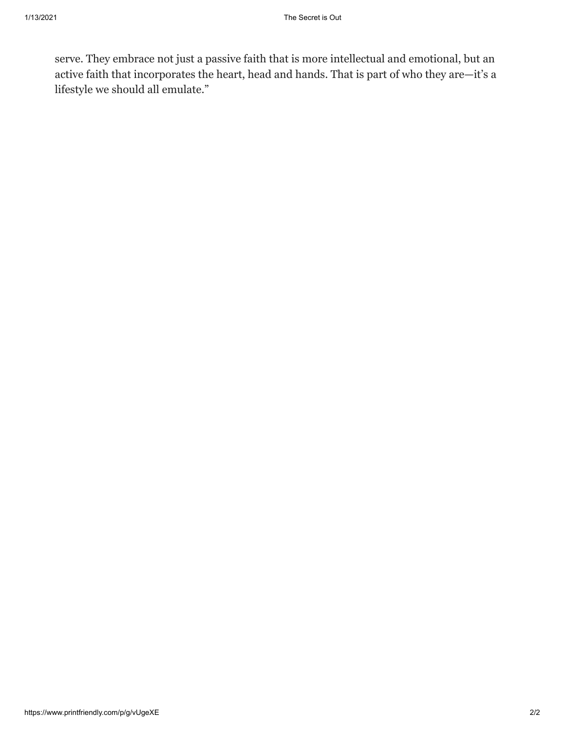serve. They embrace not just a passive faith that is more intellectual and emotional, but an active faith that incorporates the heart, head and hands. That is part of who they are—it's a lifestyle we should all emulate."